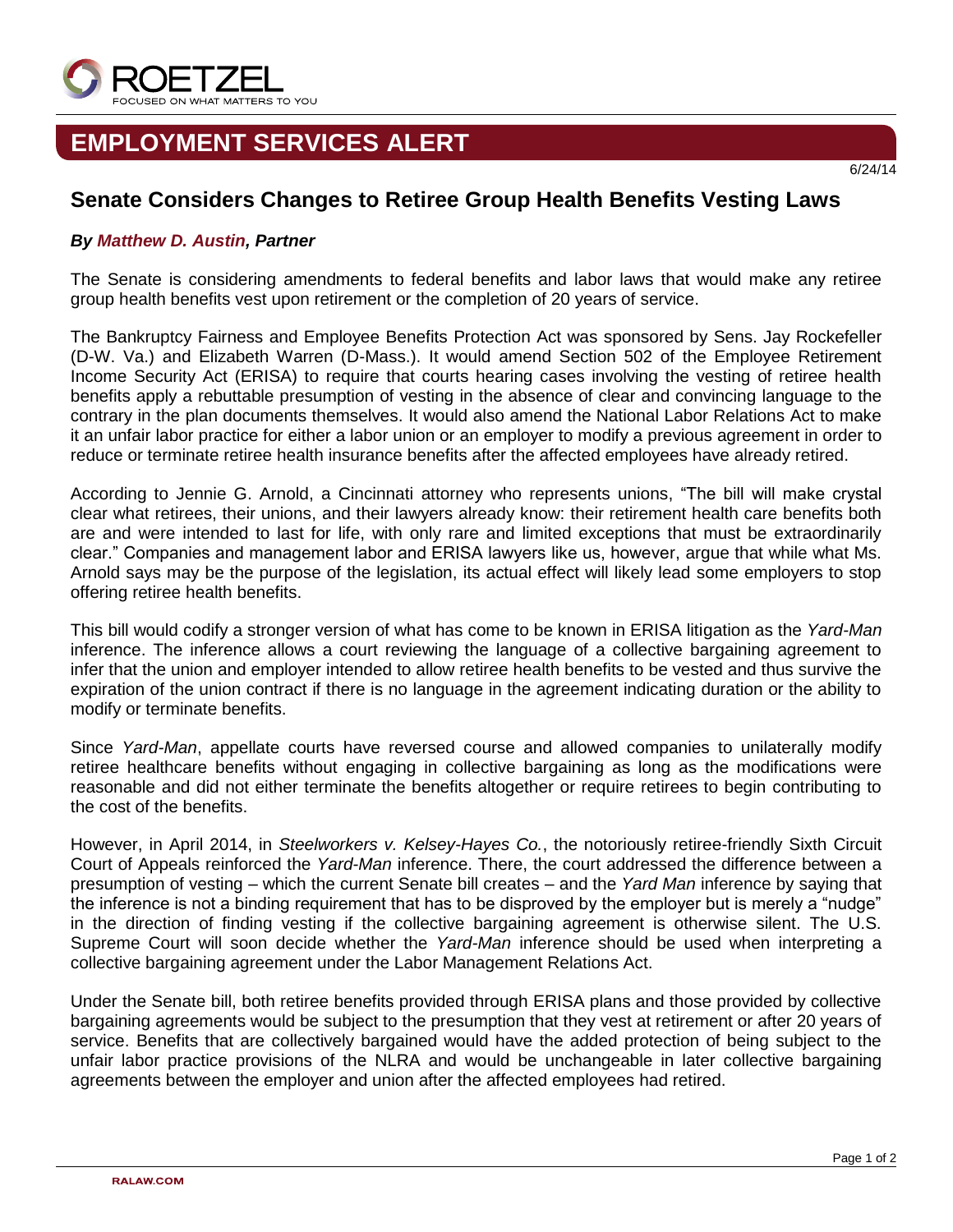ROETZEL

FOCUSED ON WHAT MATTERS TO YOU

# EMPLOYMENT SERVICES ALERT

6/24/14

## Senate Considers Changes to Retiree Group Health Benefits Vesting Laws

***By Matthew D. Austin, Partner***

The Senate is considering amendments to federal benefits and labor laws that would make any retiree group health benefits vest upon retirement or the completion of 20 years of service.

The Bankruptcy Fairness and Employee Benefits Protection Act was sponsored by Sens. Jay Rockefeller (D-W. Va.) and Elizabeth Warren (D-Mass.). It would amend Section 502 of the Employee Retirement Income Security Act (ERISA) to require that courts hearing cases involving the vesting of retiree health benefits apply a rebuttable presumption of vesting in the absence of clear and convincing language to the contrary in the plan documents themselves. It would also amend the National Labor Relations Act to make it an unfair labor practice for either a labor union or an employer to modify a previous agreement in order to reduce or terminate retiree health insurance benefits after the affected employees have already retired.

According to Jennie G. Arnold, a Cincinnati attorney who represents unions, "The bill will make crystal clear what retirees, their unions, and their lawyers already know: their retirement health care benefits both are and were intended to last for life, with only rare and limited exceptions that must be extraordinarily clear." Companies and management labor and ERISA lawyers like us, however, argue that while what Ms. Arnold says may be the purpose of the legislation, its actual effect will likely lead some employers to stop offering retiree health benefits.

This bill would codify a stronger version of what has come to be known in ERISA litigation as the *Yard-Man* inference. The inference allows a court reviewing the language of a collective bargaining agreement to infer that the union and employer intended to allow retiree health benefits to be vested and thus survive the expiration of the union contract if there is no language in the agreement indicating duration or the ability to modify or terminate benefits.

Since *Yard-Man*, appellate courts have reversed course and allowed companies to unilaterally modify retiree healthcare benefits without engaging in collective bargaining as long as the modifications were reasonable and did not either terminate the benefits altogether or require retirees to begin contributing to the cost of the benefits.

However, in April 2014, in *Steelworkers v. Kelsey-Hayes Co.*, the notoriously retiree-friendly Sixth Circuit Court of Appeals reinforced the *Yard-Man* inference. There, the court addressed the difference between a presumption of vesting – which the current Senate bill creates – and the *Yard Man* inference by saying that the inference is not a binding requirement that has to be disproved by the employer but is merely a "nudge" in the direction of finding vesting if the collective bargaining agreement is otherwise silent. The U.S. Supreme Court will soon decide whether the *Yard-Man* inference should be used when interpreting a collective bargaining agreement under the Labor Management Relations Act.

Under the Senate bill, both retiree benefits provided through ERISA plans and those provided by collective bargaining agreements would be subject to the presumption that they vest at retirement or after 20 years of service. Benefits that are collectively bargained would have the added protection of being subject to the unfair labor practice provisions of the NLRA and would be unchangeable in later collective bargaining agreements between the employer and union after the affected employees had retired.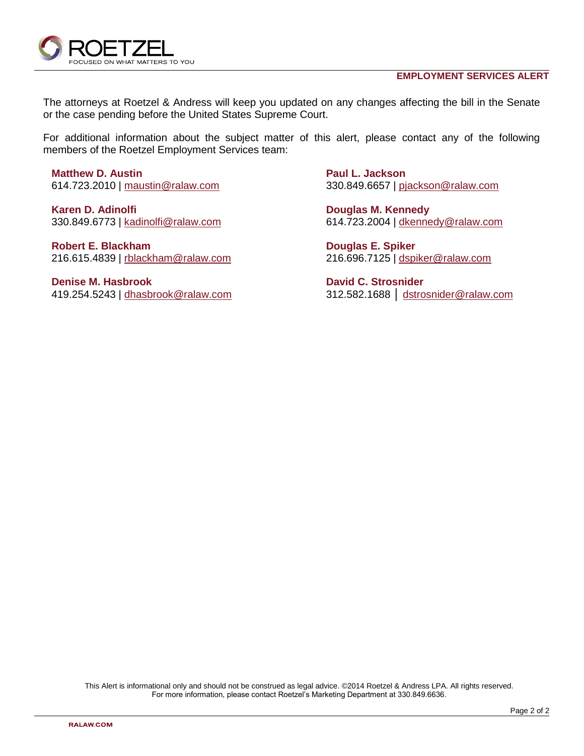The attorneys at Roetzel & Andress will keep you updated on any changes affecting the bill in the Senate or the case pending before the United States Supreme Court.

For additional information about the subject matter of this alert, please contact any of the following members of the Roetzel Employment Services team:

**Matthew D. Austin**
614.723.2010 | maustin@ralaw.com

**Karen D. Adinolfi**
330.849.6773 | kadinolfi@ralaw.com

**Robert E. Blackham**
216.615.4839 | rblackham@ralaw.com

**Denise M. Hasbrook**
419.254.5243 | dhasbrook@ralaw.com

**Paul L. Jackson**
330.849.6657 | pjackson@ralaw.com

**Douglas M. Kennedy**
614.723.2004 | dkennedy@ralaw.com

**Douglas E. Spiker**
216.696.7125 | dspiker@ralaw.com

**David C. Strosnider**
312.582.1688 | dstrosnider@ralaw.com

This Alert is informational only and should not be construed as legal advice. ©2014 Roetzel & Andress LPA. All rights reserved.
For more information, please contact Roetzel's Marketing Department at 330.849.6636.